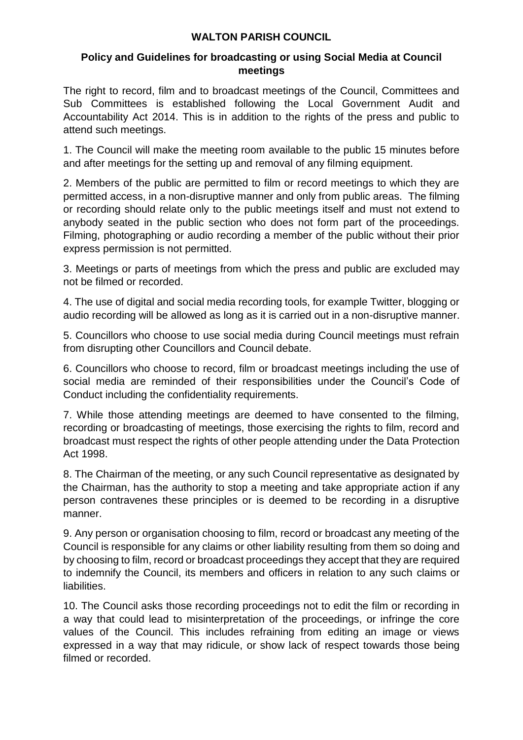# WALTON PARISH COUNCIL

## Policy and Guidelines for broadcasting or using Social Media at Council meetings

The right to record, film and to broadcast meetings of the Council, Committees and Sub Committees is established following the Local Government Audit and Accountability Act 2014. This is in addition to the rights of the press and public to attend such meetings.

1. The Council will make the meeting room available to the public 15 minutes before and after meetings for the setting up and removal of any filming equipment.

2. Members of the public are permitted to film or record meetings to which they are permitted access, in a non-disruptive manner and only from public areas. The filming or recording should relate only to the public meetings itself and must not extend to anybody seated in the public section who does not form part of the proceedings. Filming, photographing or audio recording a member of the public without their prior express permission is not permitted.

3. Meetings or parts of meetings from which the press and public are excluded may not be filmed or recorded.

4. The use of digital and social media recording tools, for example Twitter, blogging or audio recording will be allowed as long as it is carried out in a non-disruptive manner.

5. Councillors who choose to use social media during Council meetings must refrain from disrupting other Councillors and Council debate.

6. Councillors who choose to record, film or broadcast meetings including the use of social media are reminded of their responsibilities under the Council's Code of Conduct including the confidentiality requirements.

7. While those attending meetings are deemed to have consented to the filming, recording or broadcasting of meetings, those exercising the rights to film, record and broadcast must respect the rights of other people attending under the Data Protection Act 1998.

8. The Chairman of the meeting, or any such Council representative as designated by the Chairman, has the authority to stop a meeting and take appropriate action if any person contravenes these principles or is deemed to be recording in a disruptive manner.

9. Any person or organisation choosing to film, record or broadcast any meeting of the Council is responsible for any claims or other liability resulting from them so doing and by choosing to film, record or broadcast proceedings they accept that they are required to indemnify the Council, its members and officers in relation to any such claims or liabilities.

10. The Council asks those recording proceedings not to edit the film or recording in a way that could lead to misinterpretation of the proceedings, or infringe the core values of the Council. This includes refraining from editing an image or views expressed in a way that may ridicule, or show lack of respect towards those being filmed or recorded.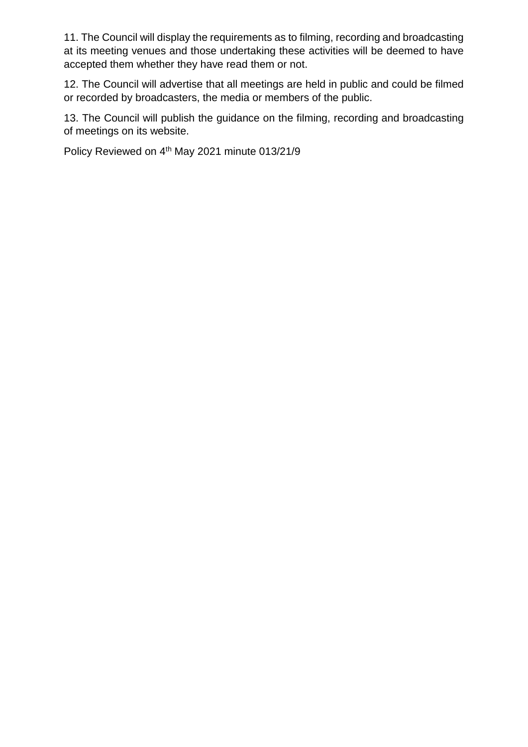11. The Council will display the requirements as to filming, recording and broadcasting at its meeting venues and those undertaking these activities will be deemed to have accepted them whether they have read them or not.

12. The Council will advertise that all meetings are held in public and could be filmed or recorded by broadcasters, the media or members of the public.

13. The Council will publish the guidance on the filming, recording and broadcasting of meetings on its website.

Policy Reviewed on 4th May 2021 minute 013/21/9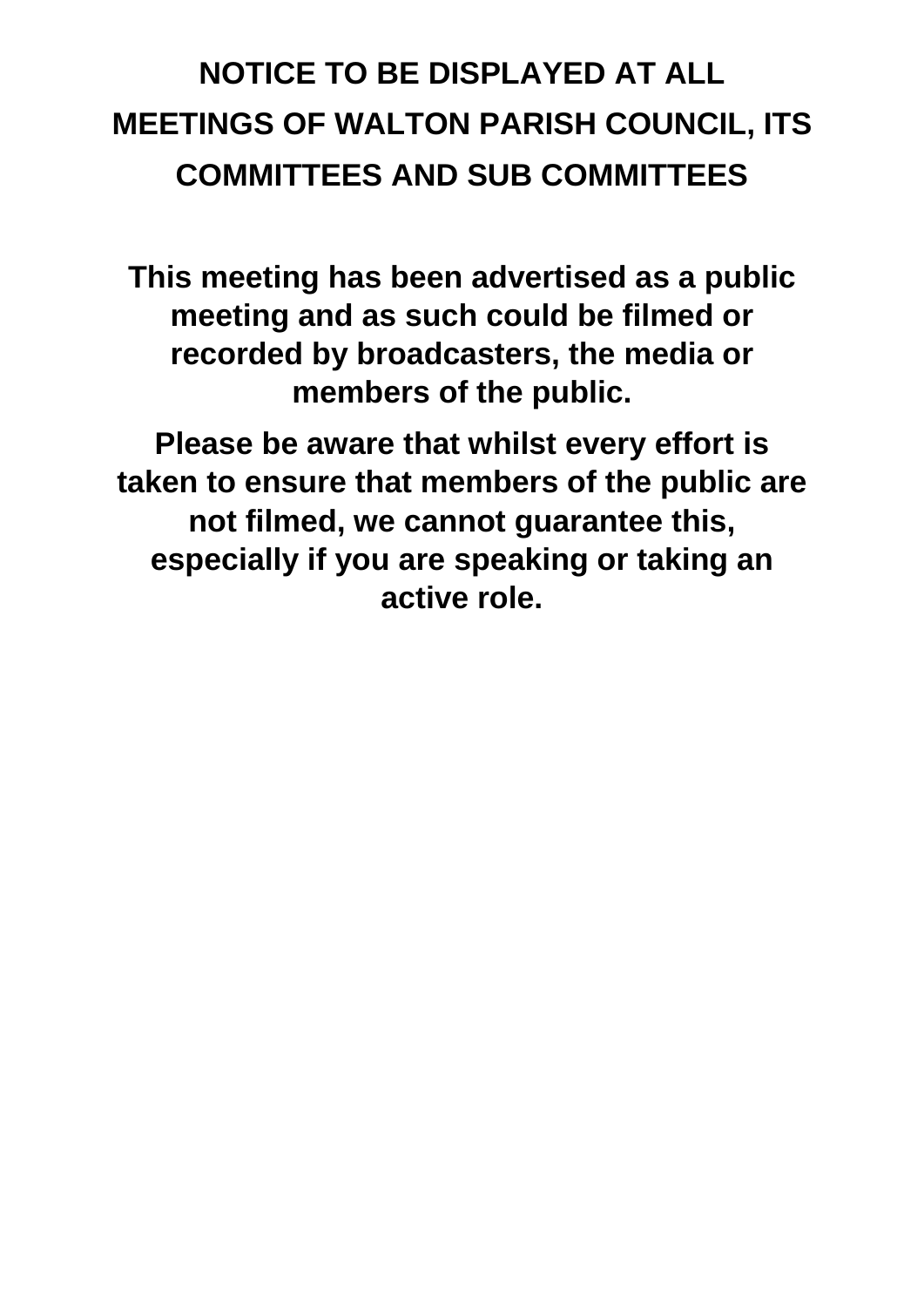# NOTICE TO BE DISPLAYED AT ALL MEETINGS OF WALTON PARISH COUNCIL, ITS COMMITTEES AND SUB COMMITTEES

**This meeting has been advertised as a public meeting and as such could be filmed or recorded by broadcasters, the media or members of the public.**

**Please be aware that whilst every effort is taken to ensure that members of the public are not filmed, we cannot guarantee this, especially if you are speaking or taking an active role.**